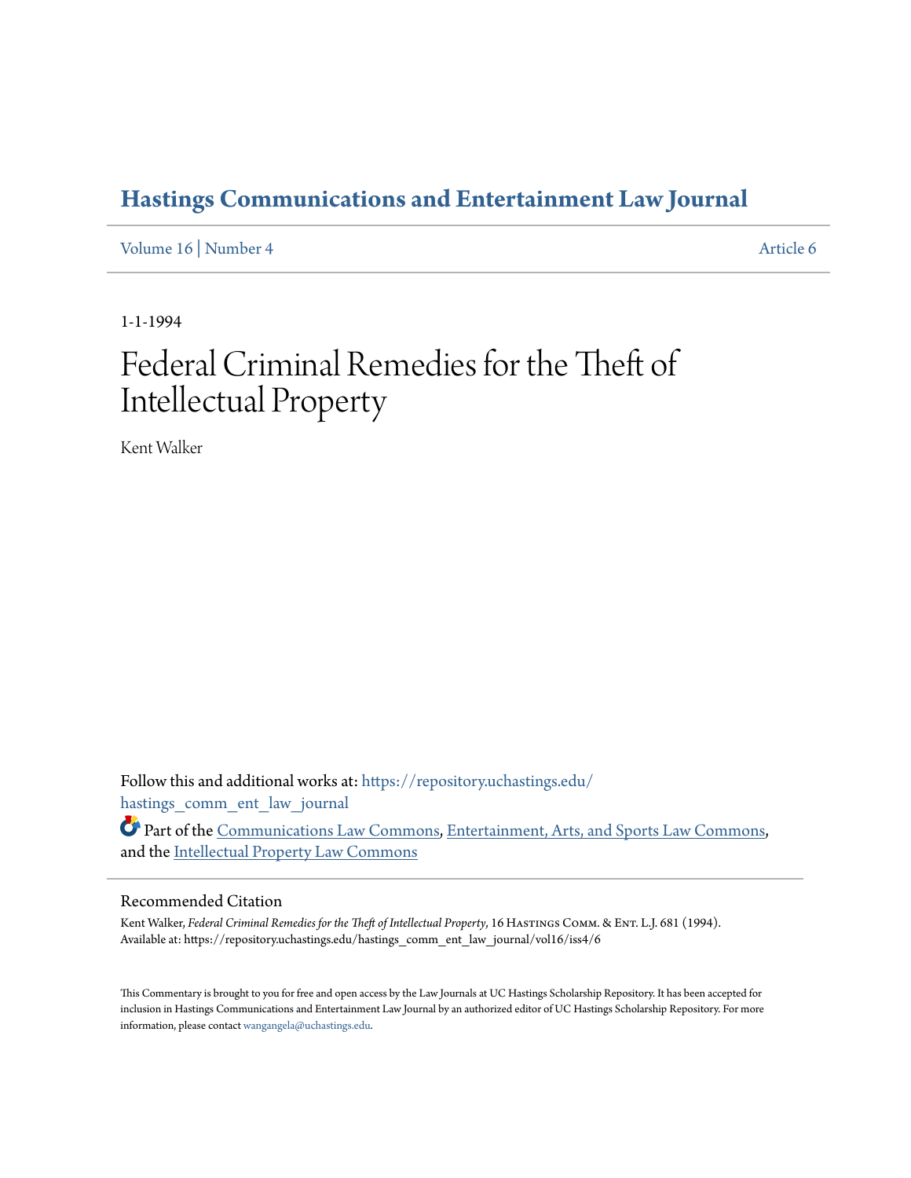# Hastings Communications and Entertainment Law Journal

Volume 16 | Number 4 Article 6

1-1-1994

# Federal Criminal Remedies for the Theft of Intellectual Property

Kent Walker

Follow this and additional works at: https://repository.uchastings.edu/hastings_comm_ent_law_journal

Part of the Communications Law Commons, Entertainment, Arts, and Sports Law Commons, and the Intellectual Property Law Commons

## Recommended Citation

Kent Walker, *Federal Criminal Remedies for the Theft of Intellectual Property*, 16 Hastings Comm. & Ent. L.J. 681 (1994).
Available at: https://repository.uchastings.edu/hastings_comm_ent_law_journal/vol16/iss4/6

This Commentary is brought to you for free and open access by the Law Journals at UC Hastings Scholarship Repository. It has been accepted for inclusion in Hastings Communications and Entertainment Law Journal by an authorized editor of UC Hastings Scholarship Repository. For more information, please contact wangangela@uchastings.edu.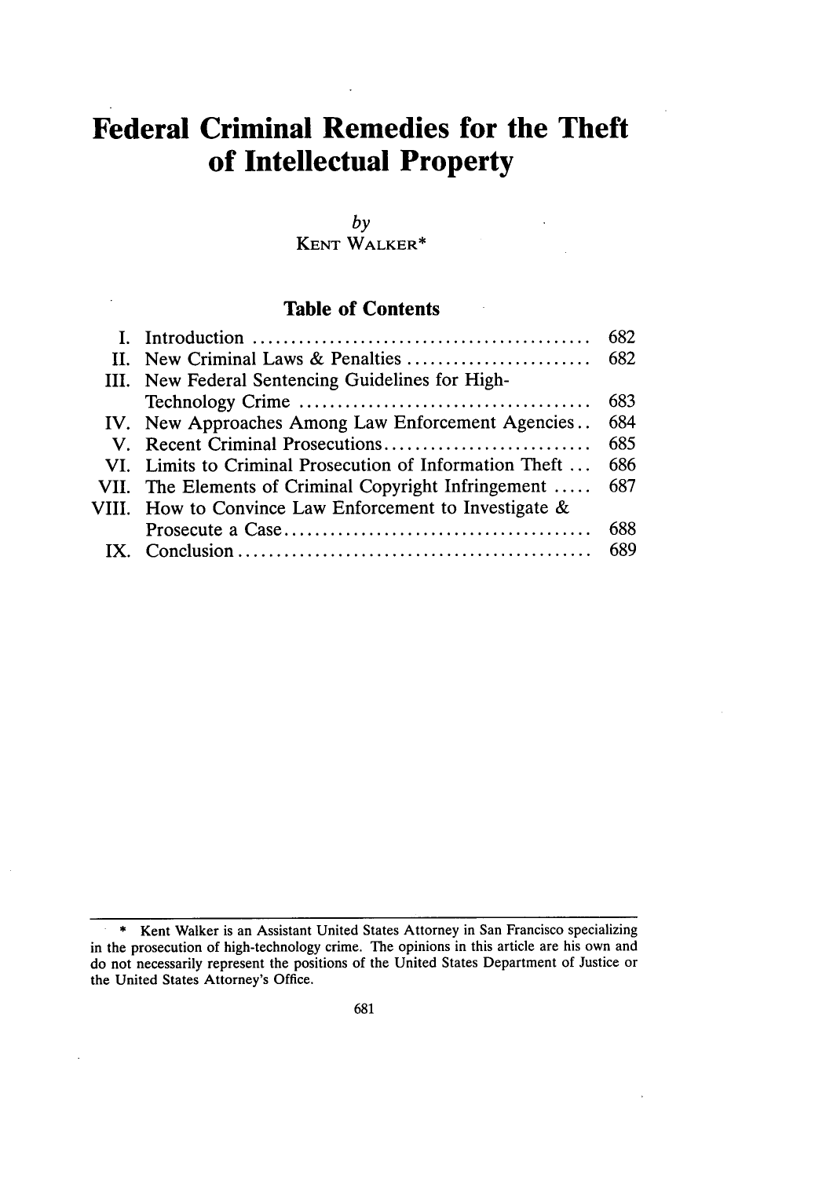# Federal Criminal Remedies for the Theft of Intellectual Property

*by*
KENT WALKER*

## Table of Contents

| | | |
|---|---|---|
| I. | Introduction | 682 |
| II. | New Criminal Laws & Penalties | 682 |
| III. | New Federal Sentencing Guidelines for High-Technology Crime | 683 |
| IV. | New Approaches Among Law Enforcement Agencies | 684 |
| V. | Recent Criminal Prosecutions | 685 |
| VI. | Limits to Criminal Prosecution of Information Theft | 686 |
| VII. | The Elements of Criminal Copyright Infringement | 687 |
| VIII. | How to Convince Law Enforcement to Investigate & Prosecute a Case | 688 |
| IX. | Conclusion | 689 |

---

\* Kent Walker is an Assistant United States Attorney in San Francisco specializing in the prosecution of high-technology crime. The opinions in this article are his own and do not necessarily represent the positions of the United States Department of Justice or the United States Attorney's Office.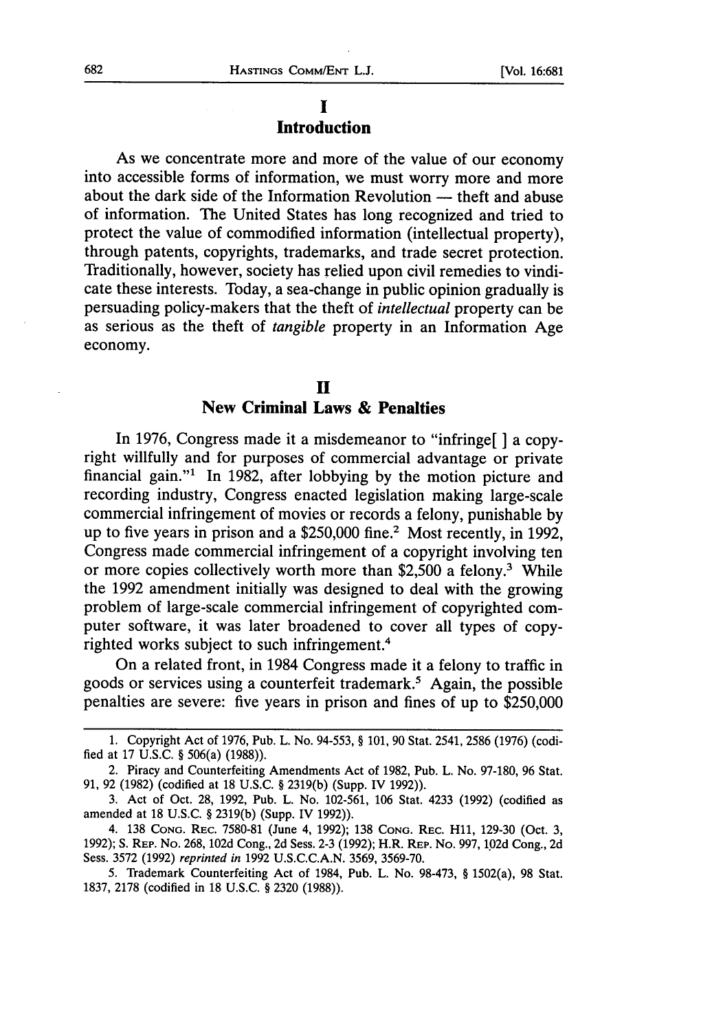## I
## Introduction

As we concentrate more and more of the value of our economy into accessible forms of information, we must worry more and more about the dark side of the Information Revolution — theft and abuse of information. The United States has long recognized and tried to protect the value of commodified information (intellectual property), through patents, copyrights, trademarks, and trade secret protection. Traditionally, however, society has relied upon civil remedies to vindicate these interests. Today, a sea-change in public opinion gradually is persuading policy-makers that the theft of *intellectual* property can be as serious as the theft of *tangible* property in an Information Age economy.

## II
## New Criminal Laws & Penalties

In 1976, Congress made it a misdemeanor to "infringe[ ] a copyright willfully and for purposes of commercial advantage or private financial gain."[1] In 1982, after lobbying by the motion picture and recording industry, Congress enacted legislation making large-scale commercial infringement of movies or records a felony, punishable by up to five years in prison and a $250,000 fine.[2] Most recently, in 1992, Congress made commercial infringement of a copyright involving ten or more copies collectively worth more than $2,500 a felony.[3] While the 1992 amendment initially was designed to deal with the growing problem of large-scale commercial infringement of copyrighted computer software, it was later broadened to cover all types of copyrighted works subject to such infringement.[4]

On a related front, in 1984 Congress made it a felony to traffic in goods or services using a counterfeit trademark.[5] Again, the possible penalties are severe: five years in prison and fines of up to $250,000

---

1. Copyright Act of 1976, Pub. L. No. 94-553, § 101, 90 Stat. 2541, 2586 (1976) (codified at 17 U.S.C. § 506(a) (1988)).

2. Piracy and Counterfeiting Amendments Act of 1982, Pub. L. No. 97-180, 96 Stat. 91, 92 (1982) (codified at 18 U.S.C. § 2319(b) (Supp. IV 1992)).

3. Act of Oct. 28, 1992, Pub. L. No. 102-561, 106 Stat. 4233 (1992) (codified as amended at 18 U.S.C. § 2319(b) (Supp. IV 1992)).

4. 138 CONG. REC. 7580-81 (June 4, 1992); 138 CONG. REC. H11, 129-30 (Oct. 3, 1992); S. REP. NO. 268, 102d Cong., 2d Sess. 2-3 (1992); H.R. REP. NO. 997, 102d Cong., 2d Sess. 3572 (1992) *reprinted in* 1992 U.S.C.C.A.N. 3569, 3569-70.

5. Trademark Counterfeiting Act of 1984, Pub. L. No. 98-473, § 1502(a), 98 Stat. 1837, 2178 (codified in 18 U.S.C. § 2320 (1988)).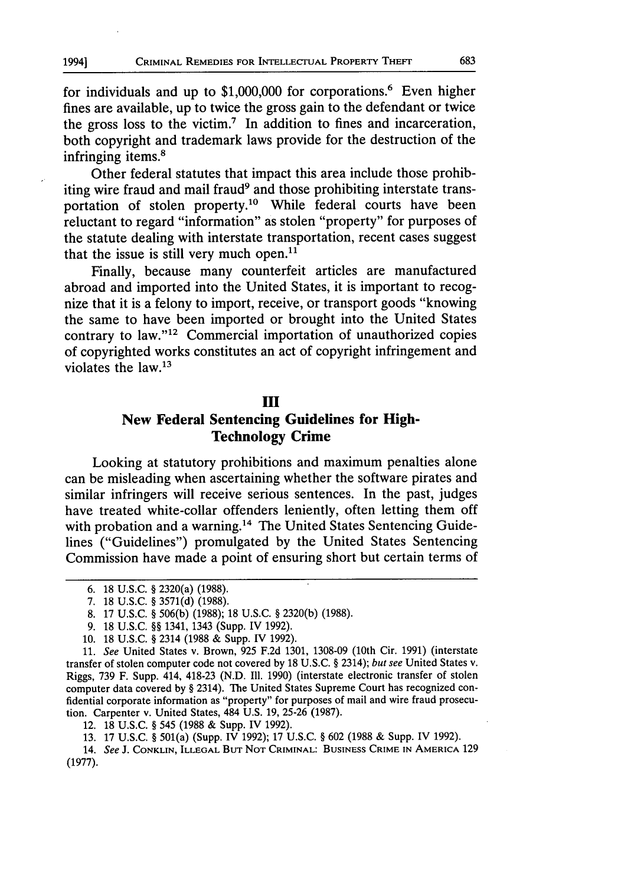for individuals and up to $1,000,000 for corporations.[6] Even higher fines are available, up to twice the gross gain to the defendant or twice the gross loss to the victim.[7] In addition to fines and incarceration, both copyright and trademark laws provide for the destruction of the infringing items.[8]

Other federal statutes that impact this area include those prohibiting wire fraud and mail fraud[9] and those prohibiting interstate transportation of stolen property.[10] While federal courts have been reluctant to regard "information" as stolen "property" for purposes of the statute dealing with interstate transportation, recent cases suggest that the issue is still very much open.[11]

Finally, because many counterfeit articles are manufactured abroad and imported into the United States, it is important to recognize that it is a felony to import, receive, or transport goods "knowing the same to have been imported or brought into the United States contrary to law."[12] Commercial importation of unauthorized copies of copyrighted works constitutes an act of copyright infringement and violates the law.[13]

## III
## New Federal Sentencing Guidelines for High-Technology Crime

Looking at statutory prohibitions and maximum penalties alone can be misleading when ascertaining whether the software pirates and similar infringers will receive serious sentences. In the past, judges have treated white-collar offenders leniently, often letting them off with probation and a warning.[14] The United States Sentencing Guidelines ("Guidelines") promulgated by the United States Sentencing Commission have made a point of ensuring short but certain terms of

---

6. 18 U.S.C. § 2320(a) (1988).

7. 18 U.S.C. § 3571(d) (1988).

8. 17 U.S.C. § 506(b) (1988); 18 U.S.C. § 2320(b) (1988).

9. 18 U.S.C. §§ 1341, 1343 (Supp. IV 1992).

10. 18 U.S.C. § 2314 (1988 & Supp. IV 1992).

11. *See* United States v. Brown, 925 F.2d 1301, 1308-09 (10th Cir. 1991) (interstate transfer of stolen computer code not covered by 18 U.S.C. § 2314); *but see* United States v. Riggs, 739 F. Supp. 414, 418-23 (N.D. Ill. 1990) (interstate electronic transfer of stolen computer data covered by § 2314). The United States Supreme Court has recognized confidential corporate information as "property" for purposes of mail and wire fraud prosecution. Carpenter v. United States, 484 U.S. 19, 25-26 (1987).

12. 18 U.S.C. § 545 (1988 & Supp. IV 1992).

13. 17 U.S.C. § 501(a) (Supp. IV 1992); 17 U.S.C. § 602 (1988 & Supp. IV 1992).

14. *See* J. Conklin, Illegal But Not Criminal: Business Crime in America 129 (1977).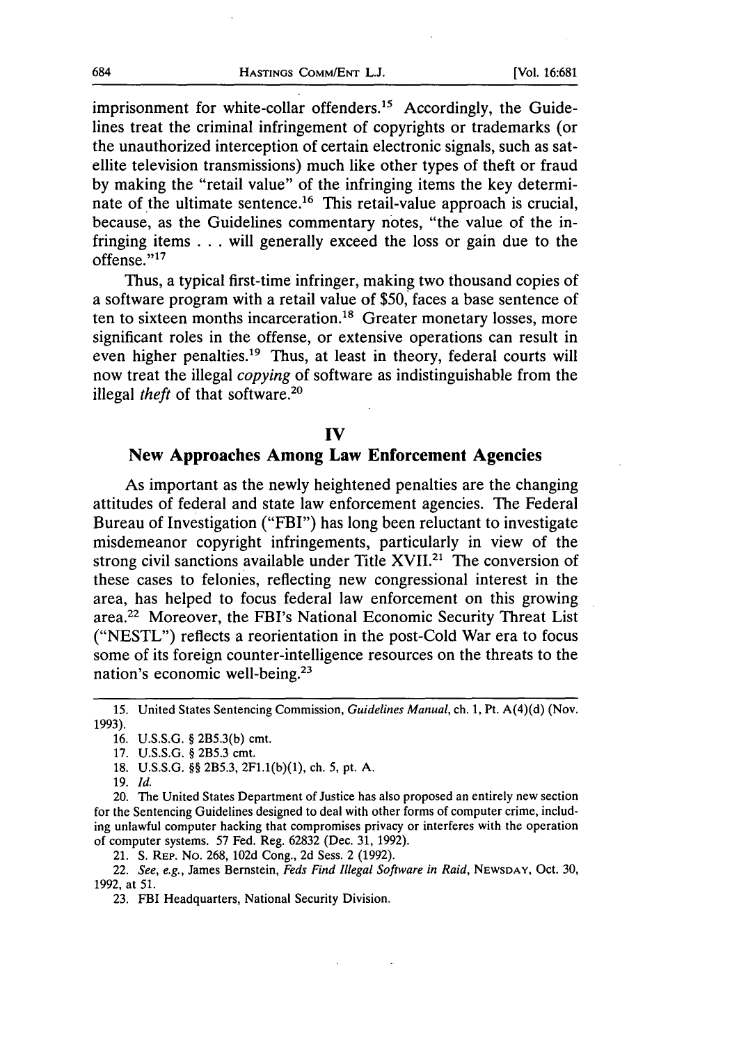imprisonment for white-collar offenders.[15] Accordingly, the Guidelines treat the criminal infringement of copyrights or trademarks (or the unauthorized interception of certain electronic signals, such as satellite television transmissions) much like other types of theft or fraud by making the "retail value" of the infringing items the key determinate of the ultimate sentence.[16] This retail-value approach is crucial, because, as the Guidelines commentary notes, "the value of the infringing items . . . will generally exceed the loss or gain due to the offense."[17]

Thus, a typical first-time infringer, making two thousand copies of a software program with a retail value of $50, faces a base sentence of ten to sixteen months incarceration.[18] Greater monetary losses, more significant roles in the offense, or extensive operations can result in even higher penalties.[19] Thus, at least in theory, federal courts will now treat the illegal *copying* of software as indistinguishable from the illegal *theft* of that software.[20]

## IV
## New Approaches Among Law Enforcement Agencies

As important as the newly heightened penalties are the changing attitudes of federal and state law enforcement agencies. The Federal Bureau of Investigation ("FBI") has long been reluctant to investigate misdemeanor copyright infringements, particularly in view of the strong civil sanctions available under Title XVII.[21] The conversion of these cases to felonies, reflecting new congressional interest in the area, has helped to focus federal law enforcement on this growing area.[22] Moreover, the FBI's National Economic Security Threat List ("NESTL") reflects a reorientation in the post-Cold War era to focus some of its foreign counter-intelligence resources on the threats to the nation's economic well-being.[23]

---

15. United States Sentencing Commission, *Guidelines Manual*, ch. 1, Pt. A(4)(d) (Nov. 1993).

16. U.S.S.G. § 2B5.3(b) cmt.

17. U.S.S.G. § 2B5.3 cmt.

18. U.S.S.G. §§ 2B5.3, 2F1.1(b)(1), ch. 5, pt. A.

19. *Id.*

20. The United States Department of Justice has also proposed an entirely new section for the Sentencing Guidelines designed to deal with other forms of computer crime, including unlawful computer hacking that compromises privacy or interferes with the operation of computer systems. 57 Fed. Reg. 62832 (Dec. 31, 1992).

21. S. REP. No. 268, 102d Cong., 2d Sess. 2 (1992).

22. *See, e.g.*, James Bernstein, *Feds Find Illegal Software in Raid*, NEWSDAY, Oct. 30, 1992, at 51.

23. FBI Headquarters, National Security Division.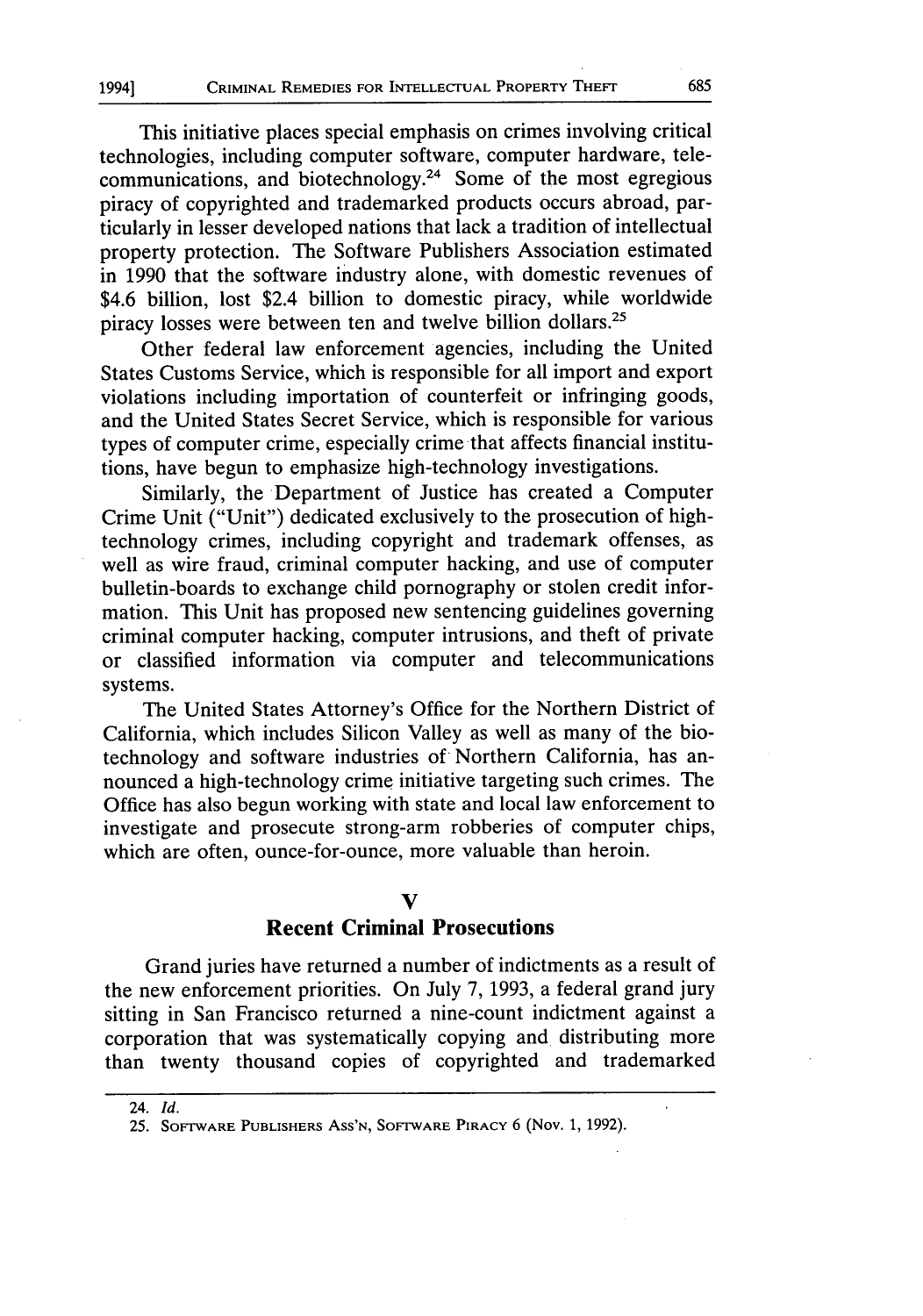This initiative places special emphasis on crimes involving critical technologies, including computer software, computer hardware, telecommunications, and biotechnology.[24] Some of the most egregious piracy of copyrighted and trademarked products occurs abroad, particularly in lesser developed nations that lack a tradition of intellectual property protection. The Software Publishers Association estimated in 1990 that the software industry alone, with domestic revenues of $4.6 billion, lost $2.4 billion to domestic piracy, while worldwide piracy losses were between ten and twelve billion dollars.[25]

Other federal law enforcement agencies, including the United States Customs Service, which is responsible for all import and export violations including importation of counterfeit or infringing goods, and the United States Secret Service, which is responsible for various types of computer crime, especially crime that affects financial institutions, have begun to emphasize high-technology investigations.

Similarly, the Department of Justice has created a Computer Crime Unit ("Unit") dedicated exclusively to the prosecution of high-technology crimes, including copyright and trademark offenses, as well as wire fraud, criminal computer hacking, and use of computer bulletin-boards to exchange child pornography or stolen credit information. This Unit has proposed new sentencing guidelines governing criminal computer hacking, computer intrusions, and theft of private or classified information via computer and telecommunications systems.

The United States Attorney's Office for the Northern District of California, which includes Silicon Valley as well as many of the biotechnology and software industries of Northern California, has announced a high-technology crime initiative targeting such crimes. The Office has also begun working with state and local law enforcement to investigate and prosecute strong-arm robberies of computer chips, which are often, ounce-for-ounce, more valuable than heroin.

## V

## Recent Criminal Prosecutions

Grand juries have returned a number of indictments as a result of the new enforcement priorities. On July 7, 1993, a federal grand jury sitting in San Francisco returned a nine-count indictment against a corporation that was systematically copying and distributing more than twenty thousand copies of copyrighted and trademarked

---

24. *Id.*

25. Software Publishers Ass'n, Software Piracy 6 (Nov. 1, 1992).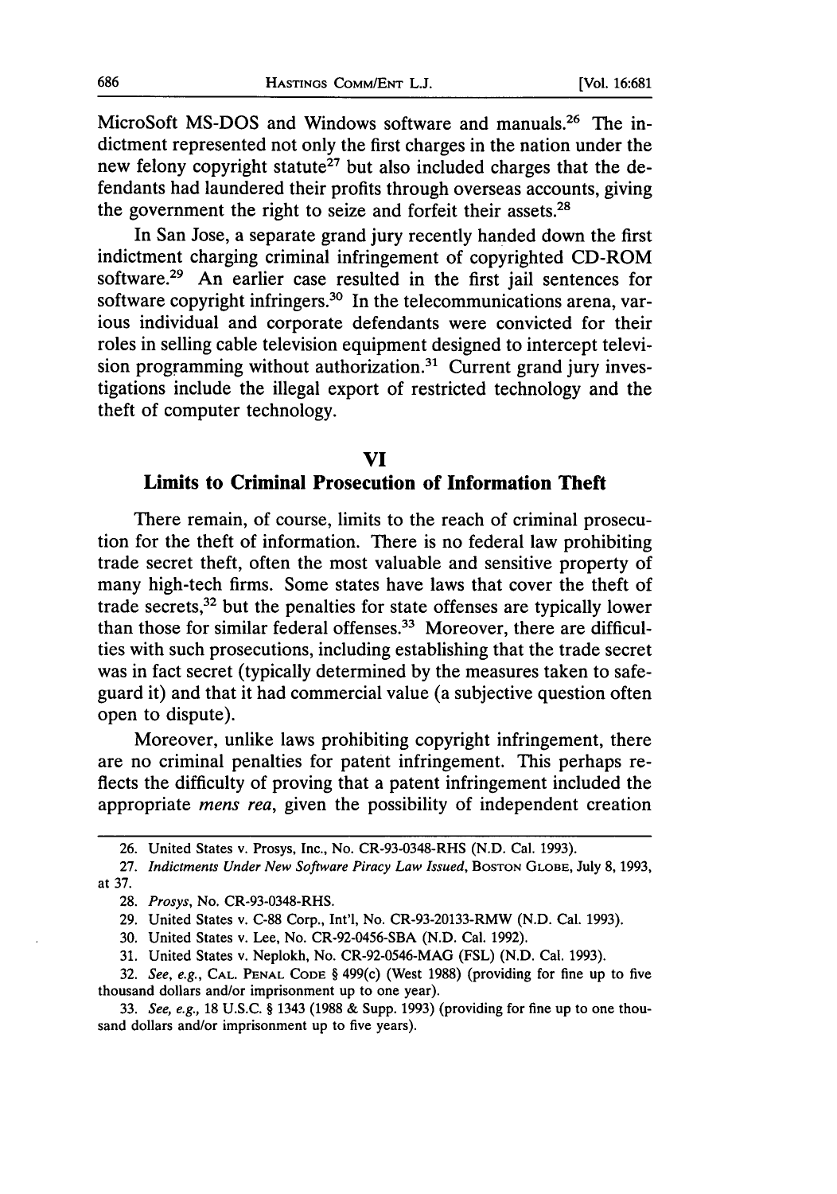MicroSoft MS-DOS and Windows software and manuals.[26] The indictment represented not only the first charges in the nation under the new felony copyright statute[27] but also included charges that the defendants had laundered their profits through overseas accounts, giving the government the right to seize and forfeit their assets.[28]

In San Jose, a separate grand jury recently handed down the first indictment charging criminal infringement of copyrighted CD-ROM software.[29] An earlier case resulted in the first jail sentences for software copyright infringers.[30] In the telecommunications arena, various individual and corporate defendants were convicted for their roles in selling cable television equipment designed to intercept television programming without authorization.[31] Current grand jury investigations include the illegal export of restricted technology and the theft of computer technology.

## VI
## Limits to Criminal Prosecution of Information Theft

There remain, of course, limits to the reach of criminal prosecution for the theft of information. There is no federal law prohibiting trade secret theft, often the most valuable and sensitive property of many high-tech firms. Some states have laws that cover the theft of trade secrets,[32] but the penalties for state offenses are typically lower than those for similar federal offenses.[33] Moreover, there are difficulties with such prosecutions, including establishing that the trade secret was in fact secret (typically determined by the measures taken to safeguard it) and that it had commercial value (a subjective question often open to dispute).

Moreover, unlike laws prohibiting copyright infringement, there are no criminal penalties for patent infringement. This perhaps reflects the difficulty of proving that a patent infringement included the appropriate *mens rea*, given the possibility of independent creation

---

26. United States v. Prosys, Inc., No. CR-93-0348-RHS (N.D. Cal. 1993).

27. *Indictments Under New Software Piracy Law Issued*, BOSTON GLOBE, July 8, 1993, at 37.

28. *Prosys*, No. CR-93-0348-RHS.

29. United States v. C-88 Corp., Int'l, No. CR-93-20133-RMW (N.D. Cal. 1993).

30. United States v. Lee, No. CR-92-0456-SBA (N.D. Cal. 1992).

31. United States v. Neplokh, No. CR-92-0546-MAG (FSL) (N.D. Cal. 1993).

32. *See, e.g.*, CAL. PENAL CODE § 499(c) (West 1988) (providing for fine up to five thousand dollars and/or imprisonment up to one year).

33. *See, e.g.*, 18 U.S.C. § 1343 (1988 & Supp. 1993) (providing for fine up to one thousand dollars and/or imprisonment up to five years).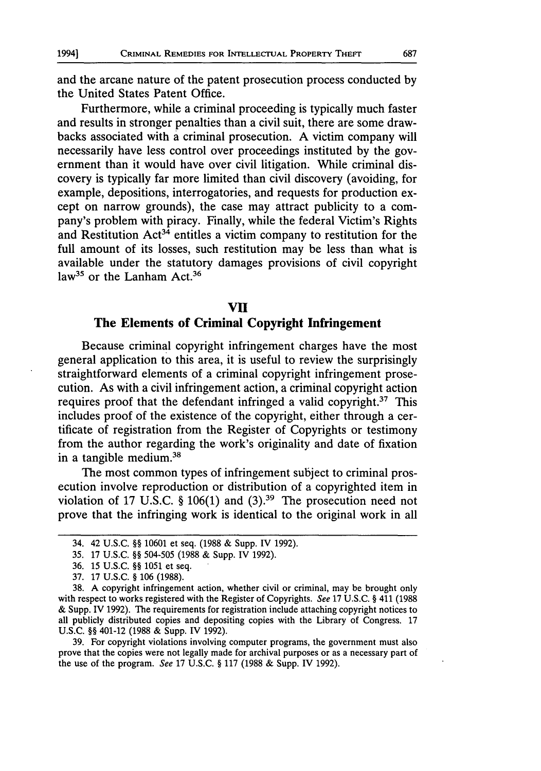and the arcane nature of the patent prosecution process conducted by the United States Patent Office.

Furthermore, while a criminal proceeding is typically much faster and results in stronger penalties than a civil suit, there are some drawbacks associated with a criminal prosecution. A victim company will necessarily have less control over proceedings instituted by the government than it would have over civil litigation. While criminal discovery is typically far more limited than civil discovery (avoiding, for example, depositions, interrogatories, and requests for production except on narrow grounds), the case may attract publicity to a company's problem with piracy. Finally, while the federal Victim's Rights and Restitution Act[34] entitles a victim company to restitution for the full amount of its losses, such restitution may be less than what is available under the statutory damages provisions of civil copyright law[35] or the Lanham Act.[36]

## VII

## The Elements of Criminal Copyright Infringement

Because criminal copyright infringement charges have the most general application to this area, it is useful to review the surprisingly straightforward elements of a criminal copyright infringement prosecution. As with a civil infringement action, a criminal copyright action requires proof that the defendant infringed a valid copyright.[37] This includes proof of the existence of the copyright, either through a certificate of registration from the Register of Copyrights or testimony from the author regarding the work's originality and date of fixation in a tangible medium.[38]

The most common types of infringement subject to criminal prosecution involve reproduction or distribution of a copyrighted item in violation of 17 U.S.C. § 106(1) and (3).[39] The prosecution need not prove that the infringing work is identical to the original work in all

---

34. 42 U.S.C. §§ 10601 et seq. (1988 & Supp. IV 1992).

35. 17 U.S.C. §§ 504-505 (1988 & Supp. IV 1992).

36. 15 U.S.C. §§ 1051 et seq.

37. 17 U.S.C. § 106 (1988).

38. A copyright infringement action, whether civil or criminal, may be brought only with respect to works registered with the Register of Copyrights. *See* 17 U.S.C. § 411 (1988 & Supp. IV 1992). The requirements for registration include attaching copyright notices to all publicly distributed copies and depositing copies with the Library of Congress. 17 U.S.C. §§ 401-12 (1988 & Supp. IV 1992).

39. For copyright violations involving computer programs, the government must also prove that the copies were not legally made for archival purposes or as a necessary part of the use of the program. *See* 17 U.S.C. § 117 (1988 & Supp. IV 1992).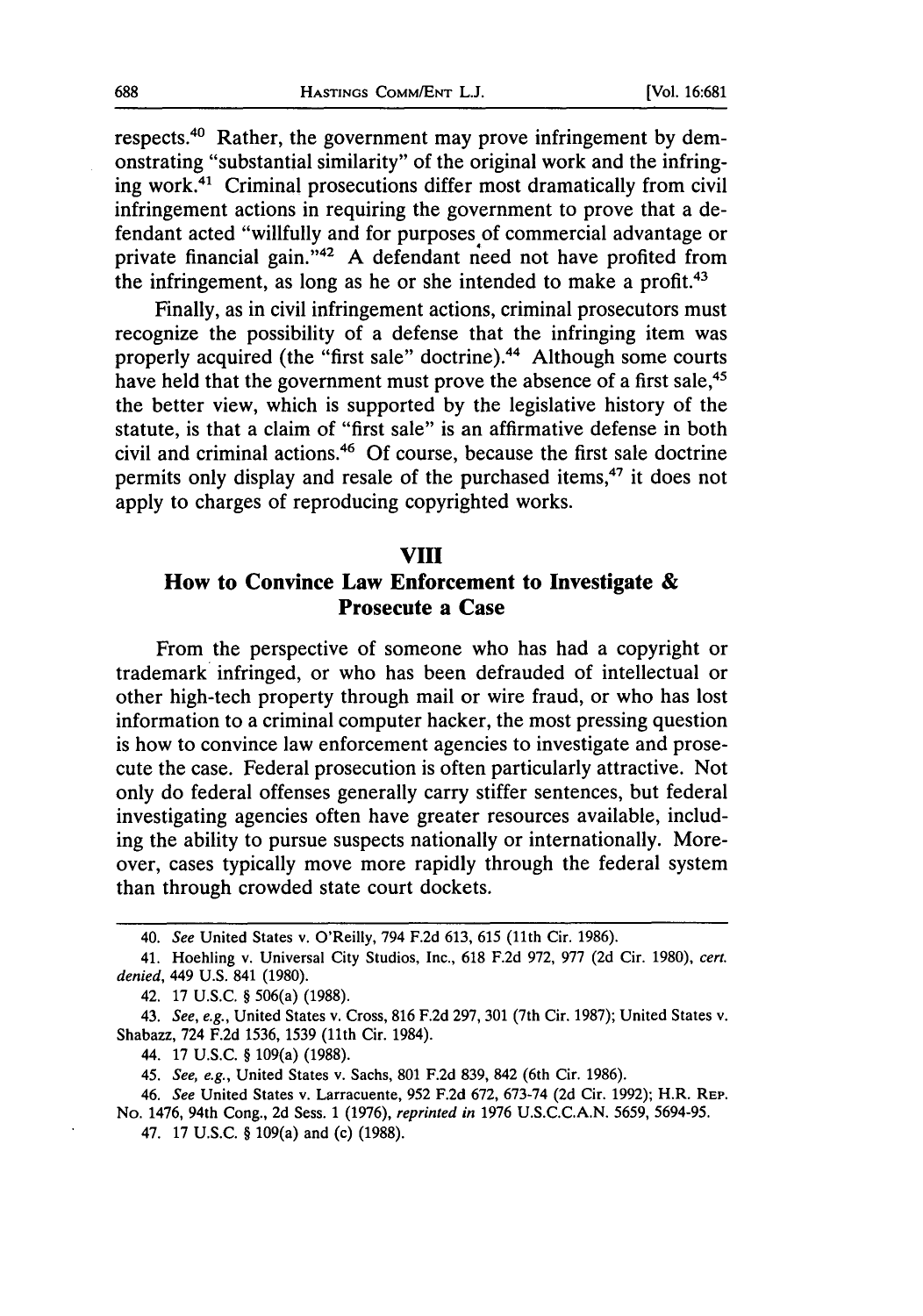respects.[40] Rather, the government may prove infringement by demonstrating "substantial similarity" of the original work and the infringing work.[41] Criminal prosecutions differ most dramatically from civil infringement actions in requiring the government to prove that a defendant acted "willfully and for purposes of commercial advantage or private financial gain."[42] A defendant need not have profited from the infringement, as long as he or she intended to make a profit.[43]

Finally, as in civil infringement actions, criminal prosecutors must recognize the possibility of a defense that the infringing item was properly acquired (the "first sale" doctrine).[44] Although some courts have held that the government must prove the absence of a first sale,[45] the better view, which is supported by the legislative history of the statute, is that a claim of "first sale" is an affirmative defense in both civil and criminal actions.[46] Of course, because the first sale doctrine permits only display and resale of the purchased items,[47] it does not apply to charges of reproducing copyrighted works.

## VIII

## How to Convince Law Enforcement to Investigate & Prosecute a Case

From the perspective of someone who has had a copyright or trademark infringed, or who has been defrauded of intellectual or other high-tech property through mail or wire fraud, or who has lost information to a criminal computer hacker, the most pressing question is how to convince law enforcement agencies to investigate and prosecute the case. Federal prosecution is often particularly attractive. Not only do federal offenses generally carry stiffer sentences, but federal investigating agencies often have greater resources available, including the ability to pursue suspects nationally or internationally. Moreover, cases typically move more rapidly through the federal system than through crowded state court dockets.

---

40. *See* United States v. O'Reilly, 794 F.2d 613, 615 (11th Cir. 1986).

41. Hoehling v. Universal City Studios, Inc., 618 F.2d 972, 977 (2d Cir. 1980), *cert. denied*, 449 U.S. 841 (1980).

42. 17 U.S.C. § 506(a) (1988).

43. *See, e.g.*, United States v. Cross, 816 F.2d 297, 301 (7th Cir. 1987); United States v. Shabazz, 724 F.2d 1536, 1539 (11th Cir. 1984).

44. 17 U.S.C. § 109(a) (1988).

45. *See, e.g.*, United States v. Sachs, 801 F.2d 839, 842 (6th Cir. 1986).

46. *See* United States v. Larracuente, 952 F.2d 672, 673-74 (2d Cir. 1992); H.R. REP. No. 1476, 94th Cong., 2d Sess. 1 (1976), *reprinted in* 1976 U.S.C.C.A.N. 5659, 5694-95.

47. 17 U.S.C. § 109(a) and (c) (1988).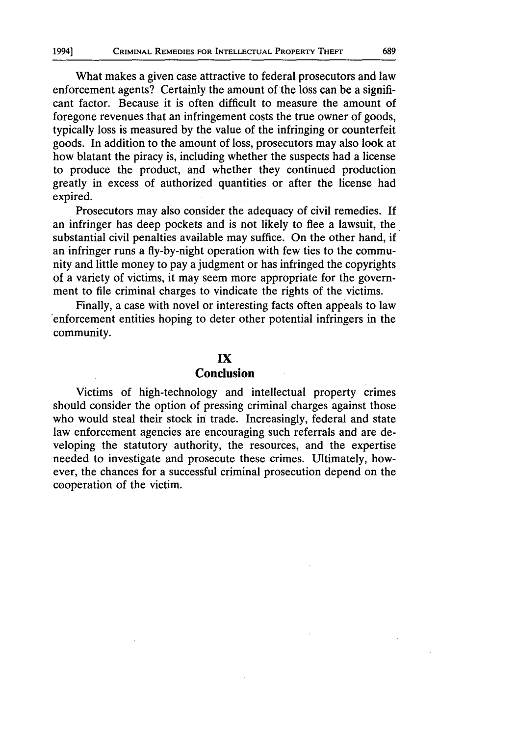What makes a given case attractive to federal prosecutors and law enforcement agents? Certainly the amount of the loss can be a significant factor. Because it is often difficult to measure the amount of foregone revenues that an infringement costs the true owner of goods, typically loss is measured by the value of the infringing or counterfeit goods. In addition to the amount of loss, prosecutors may also look at how blatant the piracy is, including whether the suspects had a license to produce the product, and whether they continued production greatly in excess of authorized quantities or after the license had expired.

Prosecutors may also consider the adequacy of civil remedies. If an infringer has deep pockets and is not likely to flee a lawsuit, the substantial civil penalties available may suffice. On the other hand, if an infringer runs a fly-by-night operation with few ties to the community and little money to pay a judgment or has infringed the copyrights of a variety of victims, it may seem more appropriate for the government to file criminal charges to vindicate the rights of the victims.

Finally, a case with novel or interesting facts often appeals to law enforcement entities hoping to deter other potential infringers in the community.

## IX
## Conclusion

Victims of high-technology and intellectual property crimes should consider the option of pressing criminal charges against those who would steal their stock in trade. Increasingly, federal and state law enforcement agencies are encouraging such referrals and are developing the statutory authority, the resources, and the expertise needed to investigate and prosecute these crimes. Ultimately, however, the chances for a successful criminal prosecution depend on the cooperation of the victim.